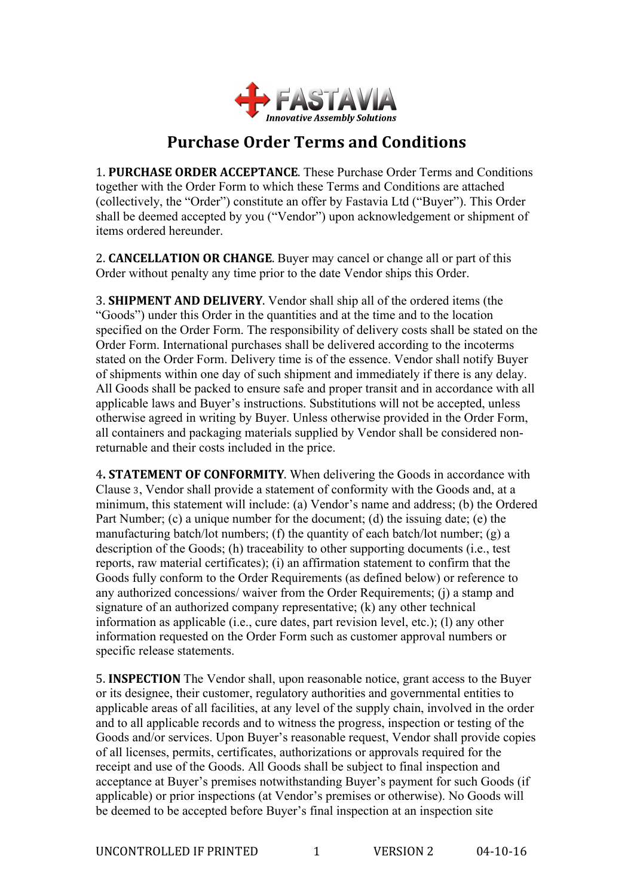FASTAVIA

*Innovative Assembly Solutions*

# Purchase Order Terms and Conditions

1. **PURCHASE ORDER ACCEPTANCE**. These Purchase Order Terms and Conditions together with the Order Form to which these Terms and Conditions are attached (collectively, the "Order") constitute an offer by Fastavia Ltd ("Buyer"). This Order shall be deemed accepted by you ("Vendor") upon acknowledgement or shipment of items ordered hereunder.

2. **CANCELLATION OR CHANGE**. Buyer may cancel or change all or part of this Order without penalty any time prior to the date Vendor ships this Order.

3. **SHIPMENT AND DELIVERY**. Vendor shall ship all of the ordered items (the "Goods") under this Order in the quantities and at the time and to the location specified on the Order Form. The responsibility of delivery costs shall be stated on the Order Form. International purchases shall be delivered according to the incoterms stated on the Order Form. Delivery time is of the essence. Vendor shall notify Buyer of shipments within one day of such shipment and immediately if there is any delay. All Goods shall be packed to ensure safe and proper transit and in accordance with all applicable laws and Buyer's instructions. Substitutions will not be accepted, unless otherwise agreed in writing by Buyer. Unless otherwise provided in the Order Form, all containers and packaging materials supplied by Vendor shall be considered non-returnable and their costs included in the price.

4. **STATEMENT OF CONFORMITY**. When delivering the Goods in accordance with Clause 3, Vendor shall provide a statement of conformity with the Goods and, at a minimum, this statement will include: (a) Vendor's name and address; (b) the Ordered Part Number; (c) a unique number for the document; (d) the issuing date; (e) the manufacturing batch/lot numbers; (f) the quantity of each batch/lot number; (g) a description of the Goods; (h) traceability to other supporting documents (i.e., test reports, raw material certificates); (i) an affirmation statement to confirm that the Goods fully conform to the Order Requirements (as defined below) or reference to any authorized concessions/ waiver from the Order Requirements; (j) a stamp and signature of an authorized company representative; (k) any other technical information as applicable (i.e., cure dates, part revision level, etc.); (l) any other information requested on the Order Form such as customer approval numbers or specific release statements.

5. **INSPECTION** The Vendor shall, upon reasonable notice, grant access to the Buyer or its designee, their customer, regulatory authorities and governmental entities to applicable areas of all facilities, at any level of the supply chain, involved in the order and to all applicable records and to witness the progress, inspection or testing of the Goods and/or services. Upon Buyer's reasonable request, Vendor shall provide copies of all licenses, permits, certificates, authorizations or approvals required for the receipt and use of the Goods. All Goods shall be subject to final inspection and acceptance at Buyer's premises notwithstanding Buyer's payment for such Goods (if applicable) or prior inspections (at Vendor's premises or otherwise). No Goods will be deemed to be accepted before Buyer's final inspection at an inspection site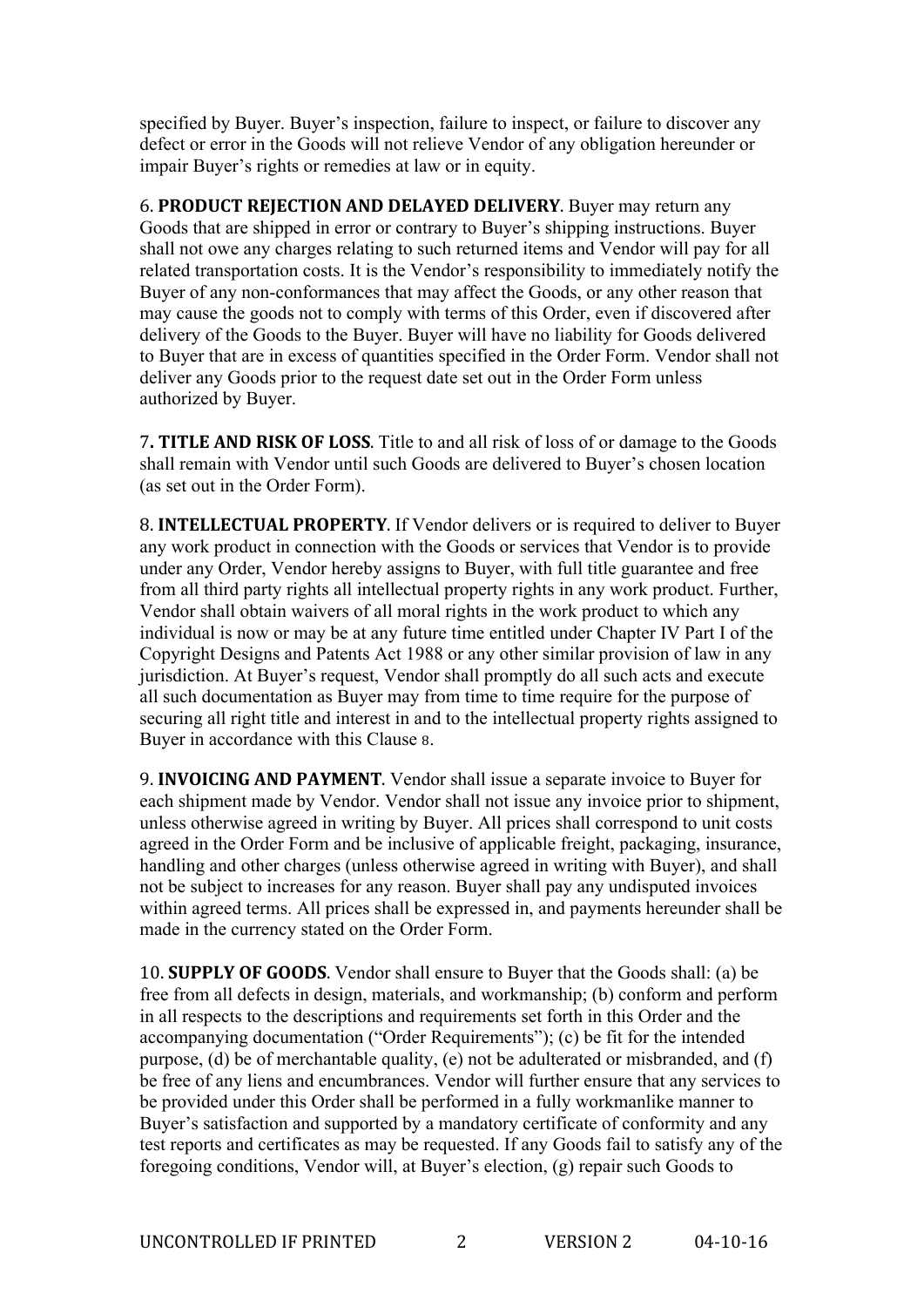specified by Buyer. Buyer's inspection, failure to inspect, or failure to discover any defect or error in the Goods will not relieve Vendor of any obligation hereunder or impair Buyer's rights or remedies at law or in equity.

6. **PRODUCT REJECTION AND DELAYED DELIVERY**. Buyer may return any Goods that are shipped in error or contrary to Buyer's shipping instructions. Buyer shall not owe any charges relating to such returned items and Vendor will pay for all related transportation costs. It is the Vendor's responsibility to immediately notify the Buyer of any non-conformances that may affect the Goods, or any other reason that may cause the goods not to comply with terms of this Order, even if discovered after delivery of the Goods to the Buyer. Buyer will have no liability for Goods delivered to Buyer that are in excess of quantities specified in the Order Form. Vendor shall not deliver any Goods prior to the request date set out in the Order Form unless authorized by Buyer.

7**. TITLE AND RISK OF LOSS**. Title to and all risk of loss of or damage to the Goods shall remain with Vendor until such Goods are delivered to Buyer's chosen location (as set out in the Order Form).

8. **INTELLECTUAL PROPERTY**. If Vendor delivers or is required to deliver to Buyer any work product in connection with the Goods or services that Vendor is to provide under any Order, Vendor hereby assigns to Buyer, with full title guarantee and free from all third party rights all intellectual property rights in any work product. Further, Vendor shall obtain waivers of all moral rights in the work product to which any individual is now or may be at any future time entitled under Chapter IV Part I of the Copyright Designs and Patents Act 1988 or any other similar provision of law in any jurisdiction. At Buyer's request, Vendor shall promptly do all such acts and execute all such documentation as Buyer may from time to time require for the purpose of securing all right title and interest in and to the intellectual property rights assigned to Buyer in accordance with this Clause 8.

9. **INVOICING AND PAYMENT**. Vendor shall issue a separate invoice to Buyer for each shipment made by Vendor. Vendor shall not issue any invoice prior to shipment, unless otherwise agreed in writing by Buyer. All prices shall correspond to unit costs agreed in the Order Form and be inclusive of applicable freight, packaging, insurance, handling and other charges (unless otherwise agreed in writing with Buyer), and shall not be subject to increases for any reason. Buyer shall pay any undisputed invoices within agreed terms. All prices shall be expressed in, and payments hereunder shall be made in the currency stated on the Order Form.

10. **SUPPLY OF GOODS**. Vendor shall ensure to Buyer that the Goods shall: (a) be free from all defects in design, materials, and workmanship; (b) conform and perform in all respects to the descriptions and requirements set forth in this Order and the accompanying documentation ("Order Requirements"); (c) be fit for the intended purpose, (d) be of merchantable quality, (e) not be adulterated or misbranded, and (f) be free of any liens and encumbrances. Vendor will further ensure that any services to be provided under this Order shall be performed in a fully workmanlike manner to Buyer's satisfaction and supported by a mandatory certificate of conformity and any test reports and certificates as may be requested. If any Goods fail to satisfy any of the foregoing conditions, Vendor will, at Buyer's election, (g) repair such Goods to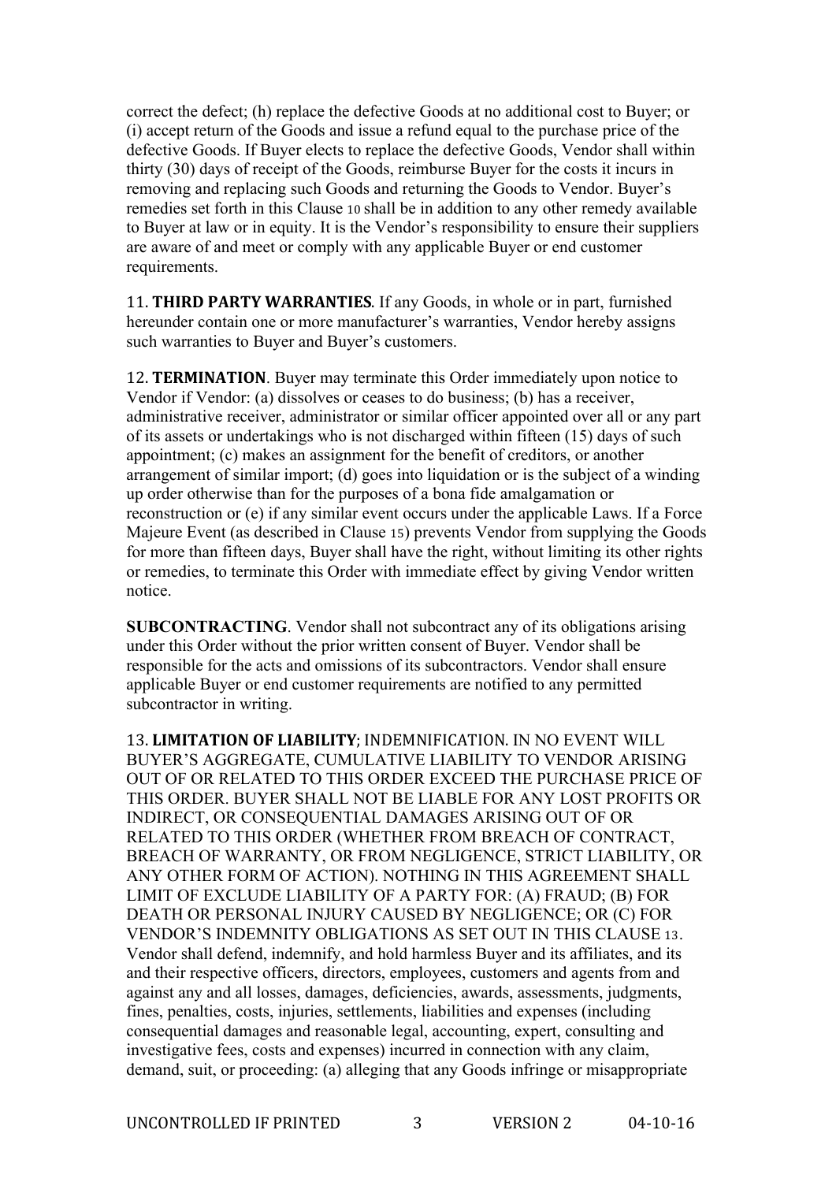correct the defect; (h) replace the defective Goods at no additional cost to Buyer; or (i) accept return of the Goods and issue a refund equal to the purchase price of the defective Goods. If Buyer elects to replace the defective Goods, Vendor shall within thirty (30) days of receipt of the Goods, reimburse Buyer for the costs it incurs in removing and replacing such Goods and returning the Goods to Vendor. Buyer's remedies set forth in this Clause 10 shall be in addition to any other remedy available to Buyer at law or in equity. It is the Vendor's responsibility to ensure their suppliers are aware of and meet or comply with any applicable Buyer or end customer requirements.

11. **THIRD PARTY WARRANTIES**. If any Goods, in whole or in part, furnished hereunder contain one or more manufacturer's warranties, Vendor hereby assigns such warranties to Buyer and Buyer's customers.

12. **TERMINATION**. Buyer may terminate this Order immediately upon notice to Vendor if Vendor: (a) dissolves or ceases to do business; (b) has a receiver, administrative receiver, administrator or similar officer appointed over all or any part of its assets or undertakings who is not discharged within fifteen (15) days of such appointment; (c) makes an assignment for the benefit of creditors, or another arrangement of similar import; (d) goes into liquidation or is the subject of a winding up order otherwise than for the purposes of a bona fide amalgamation or reconstruction or (e) if any similar event occurs under the applicable Laws. If a Force Majeure Event (as described in Clause 15) prevents Vendor from supplying the Goods for more than fifteen days, Buyer shall have the right, without limiting its other rights or remedies, to terminate this Order with immediate effect by giving Vendor written notice.

**SUBCONTRACTING**. Vendor shall not subcontract any of its obligations arising under this Order without the prior written consent of Buyer. Vendor shall be responsible for the acts and omissions of its subcontractors. Vendor shall ensure applicable Buyer or end customer requirements are notified to any permitted subcontractor in writing.

13. **LIMITATION OF LIABILITY**; INDEMNIFICATION. IN NO EVENT WILL BUYER'S AGGREGATE, CUMULATIVE LIABILITY TO VENDOR ARISING OUT OF OR RELATED TO THIS ORDER EXCEED THE PURCHASE PRICE OF THIS ORDER. BUYER SHALL NOT BE LIABLE FOR ANY LOST PROFITS OR INDIRECT, OR CONSEQUENTIAL DAMAGES ARISING OUT OF OR RELATED TO THIS ORDER (WHETHER FROM BREACH OF CONTRACT, BREACH OF WARRANTY, OR FROM NEGLIGENCE, STRICT LIABILITY, OR ANY OTHER FORM OF ACTION). NOTHING IN THIS AGREEMENT SHALL LIMIT OF EXCLUDE LIABILITY OF A PARTY FOR: (A) FRAUD; (B) FOR DEATH OR PERSONAL INJURY CAUSED BY NEGLIGENCE; OR (C) FOR VENDOR'S INDEMNITY OBLIGATIONS AS SET OUT IN THIS CLAUSE 13. Vendor shall defend, indemnify, and hold harmless Buyer and its affiliates, and its and their respective officers, directors, employees, customers and agents from and against any and all losses, damages, deficiencies, awards, assessments, judgments, fines, penalties, costs, injuries, settlements, liabilities and expenses (including consequential damages and reasonable legal, accounting, expert, consulting and investigative fees, costs and expenses) incurred in connection with any claim, demand, suit, or proceeding: (a) alleging that any Goods infringe or misappropriate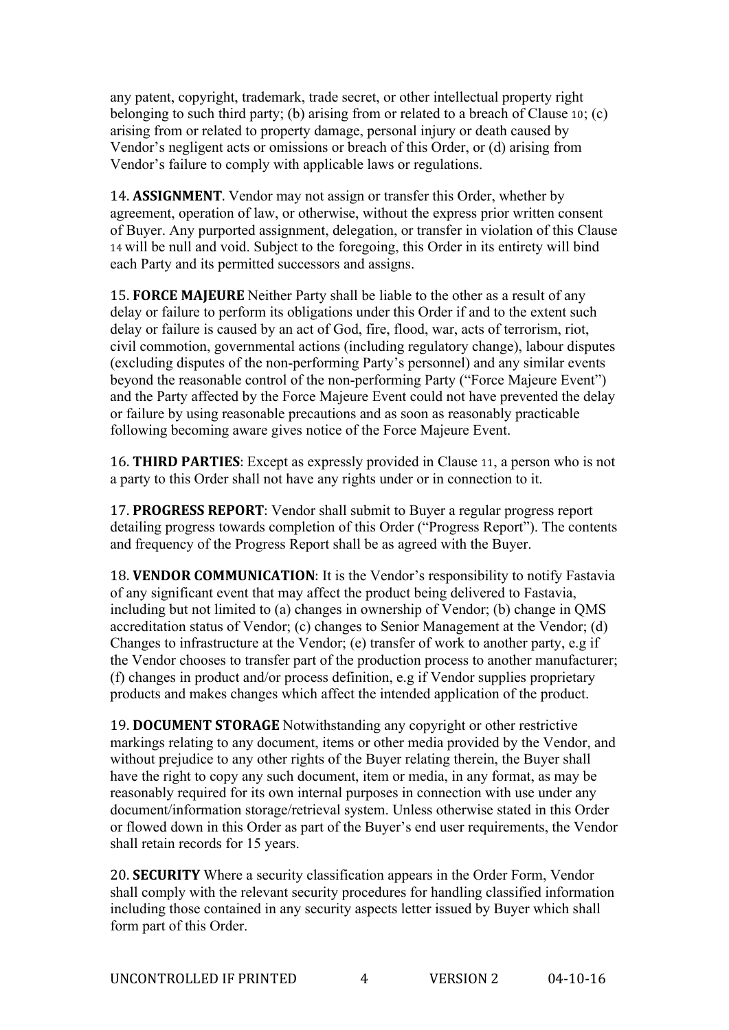any patent, copyright, trademark, trade secret, or other intellectual property right belonging to such third party; (b) arising from or related to a breach of Clause 10; (c) arising from or related to property damage, personal injury or death caused by Vendor's negligent acts or omissions or breach of this Order, or (d) arising from Vendor's failure to comply with applicable laws or regulations.

14. **ASSIGNMENT**. Vendor may not assign or transfer this Order, whether by agreement, operation of law, or otherwise, without the express prior written consent of Buyer. Any purported assignment, delegation, or transfer in violation of this Clause 14 will be null and void. Subject to the foregoing, this Order in its entirety will bind each Party and its permitted successors and assigns.

15. **FORCE MAJEURE** Neither Party shall be liable to the other as a result of any delay or failure to perform its obligations under this Order if and to the extent such delay or failure is caused by an act of God, fire, flood, war, acts of terrorism, riot, civil commotion, governmental actions (including regulatory change), labour disputes (excluding disputes of the non-performing Party's personnel) and any similar events beyond the reasonable control of the non-performing Party ("Force Majeure Event") and the Party affected by the Force Majeure Event could not have prevented the delay or failure by using reasonable precautions and as soon as reasonably practicable following becoming aware gives notice of the Force Majeure Event.

16. **THIRD PARTIES**: Except as expressly provided in Clause 11, a person who is not a party to this Order shall not have any rights under or in connection to it.

17. **PROGRESS REPORT**: Vendor shall submit to Buyer a regular progress report detailing progress towards completion of this Order ("Progress Report"). The contents and frequency of the Progress Report shall be as agreed with the Buyer.

18. **VENDOR COMMUNICATION**: It is the Vendor's responsibility to notify Fastavia of any significant event that may affect the product being delivered to Fastavia, including but not limited to (a) changes in ownership of Vendor; (b) change in QMS accreditation status of Vendor; (c) changes to Senior Management at the Vendor; (d) Changes to infrastructure at the Vendor; (e) transfer of work to another party, e.g if the Vendor chooses to transfer part of the production process to another manufacturer; (f) changes in product and/or process definition, e.g if Vendor supplies proprietary products and makes changes which affect the intended application of the product.

19. **DOCUMENT STORAGE** Notwithstanding any copyright or other restrictive markings relating to any document, items or other media provided by the Vendor, and without prejudice to any other rights of the Buyer relating therein, the Buyer shall have the right to copy any such document, item or media, in any format, as may be reasonably required for its own internal purposes in connection with use under any document/information storage/retrieval system. Unless otherwise stated in this Order or flowed down in this Order as part of the Buyer's end user requirements, the Vendor shall retain records for 15 years.

20. **SECURITY** Where a security classification appears in the Order Form, Vendor shall comply with the relevant security procedures for handling classified information including those contained in any security aspects letter issued by Buyer which shall form part of this Order.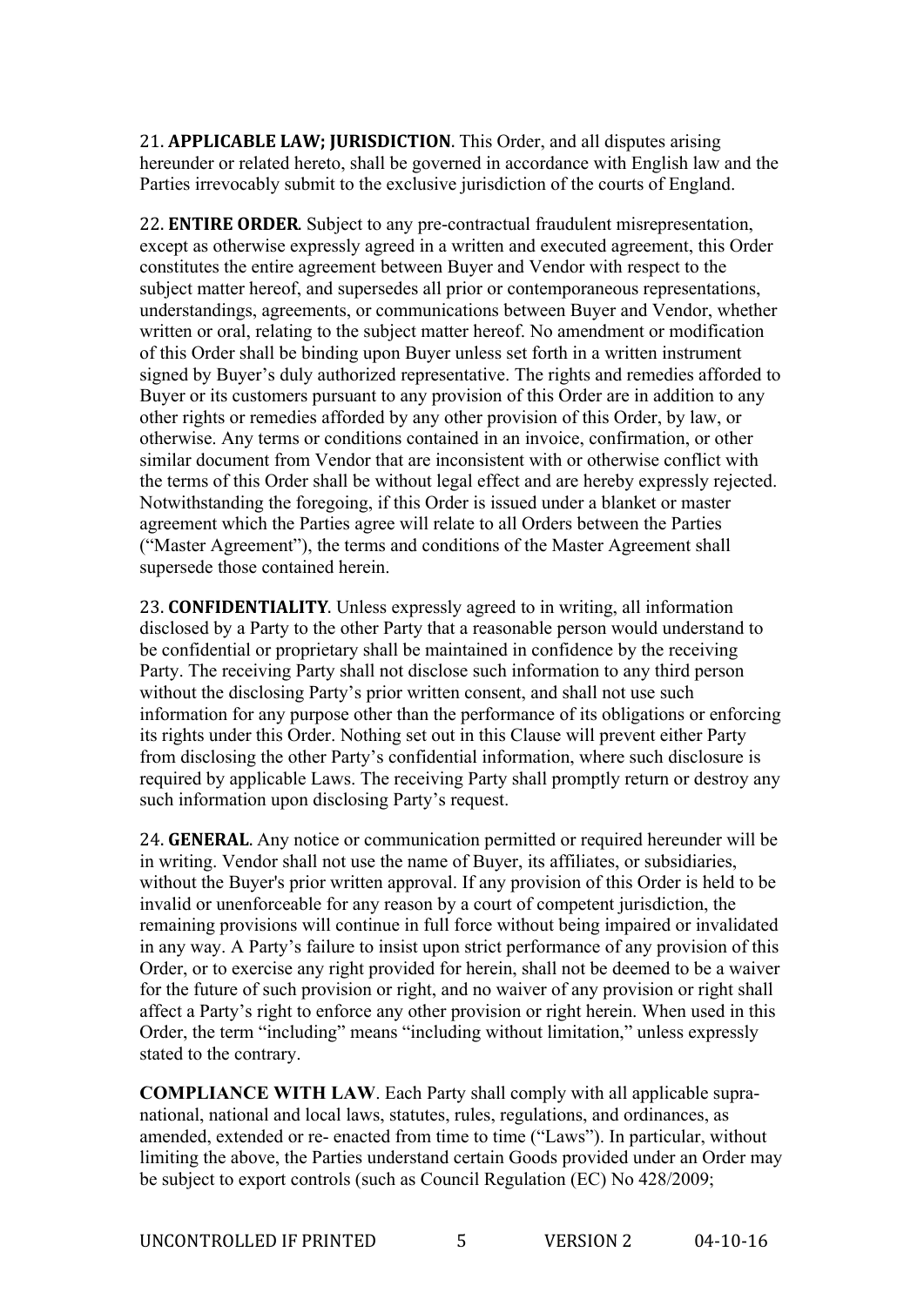21. **APPLICABLE LAW; JURISDICTION**. This Order, and all disputes arising hereunder or related hereto, shall be governed in accordance with English law and the Parties irrevocably submit to the exclusive jurisdiction of the courts of England.

22. **ENTIRE ORDER**. Subject to any pre-contractual fraudulent misrepresentation, except as otherwise expressly agreed in a written and executed agreement, this Order constitutes the entire agreement between Buyer and Vendor with respect to the subject matter hereof, and supersedes all prior or contemporaneous representations, understandings, agreements, or communications between Buyer and Vendor, whether written or oral, relating to the subject matter hereof. No amendment or modification of this Order shall be binding upon Buyer unless set forth in a written instrument signed by Buyer's duly authorized representative. The rights and remedies afforded to Buyer or its customers pursuant to any provision of this Order are in addition to any other rights or remedies afforded by any other provision of this Order, by law, or otherwise. Any terms or conditions contained in an invoice, confirmation, or other similar document from Vendor that are inconsistent with or otherwise conflict with the terms of this Order shall be without legal effect and are hereby expressly rejected. Notwithstanding the foregoing, if this Order is issued under a blanket or master agreement which the Parties agree will relate to all Orders between the Parties ("Master Agreement"), the terms and conditions of the Master Agreement shall supersede those contained herein.

23. **CONFIDENTIALITY**. Unless expressly agreed to in writing, all information disclosed by a Party to the other Party that a reasonable person would understand to be confidential or proprietary shall be maintained in confidence by the receiving Party. The receiving Party shall not disclose such information to any third person without the disclosing Party's prior written consent, and shall not use such information for any purpose other than the performance of its obligations or enforcing its rights under this Order. Nothing set out in this Clause will prevent either Party from disclosing the other Party's confidential information, where such disclosure is required by applicable Laws. The receiving Party shall promptly return or destroy any such information upon disclosing Party's request.

24. **GENERAL**. Any notice or communication permitted or required hereunder will be in writing. Vendor shall not use the name of Buyer, its affiliates, or subsidiaries, without the Buyer's prior written approval. If any provision of this Order is held to be invalid or unenforceable for any reason by a court of competent jurisdiction, the remaining provisions will continue in full force without being impaired or invalidated in any way. A Party's failure to insist upon strict performance of any provision of this Order, or to exercise any right provided for herein, shall not be deemed to be a waiver for the future of such provision or right, and no waiver of any provision or right shall affect a Party's right to enforce any other provision or right herein. When used in this Order, the term "including" means "including without limitation," unless expressly stated to the contrary.

**COMPLIANCE WITH LAW**. Each Party shall comply with all applicable supra-national, national and local laws, statutes, rules, regulations, and ordinances, as amended, extended or re- enacted from time to time ("Laws"). In particular, without limiting the above, the Parties understand certain Goods provided under an Order may be subject to export controls (such as Council Regulation (EC) No 428/2009;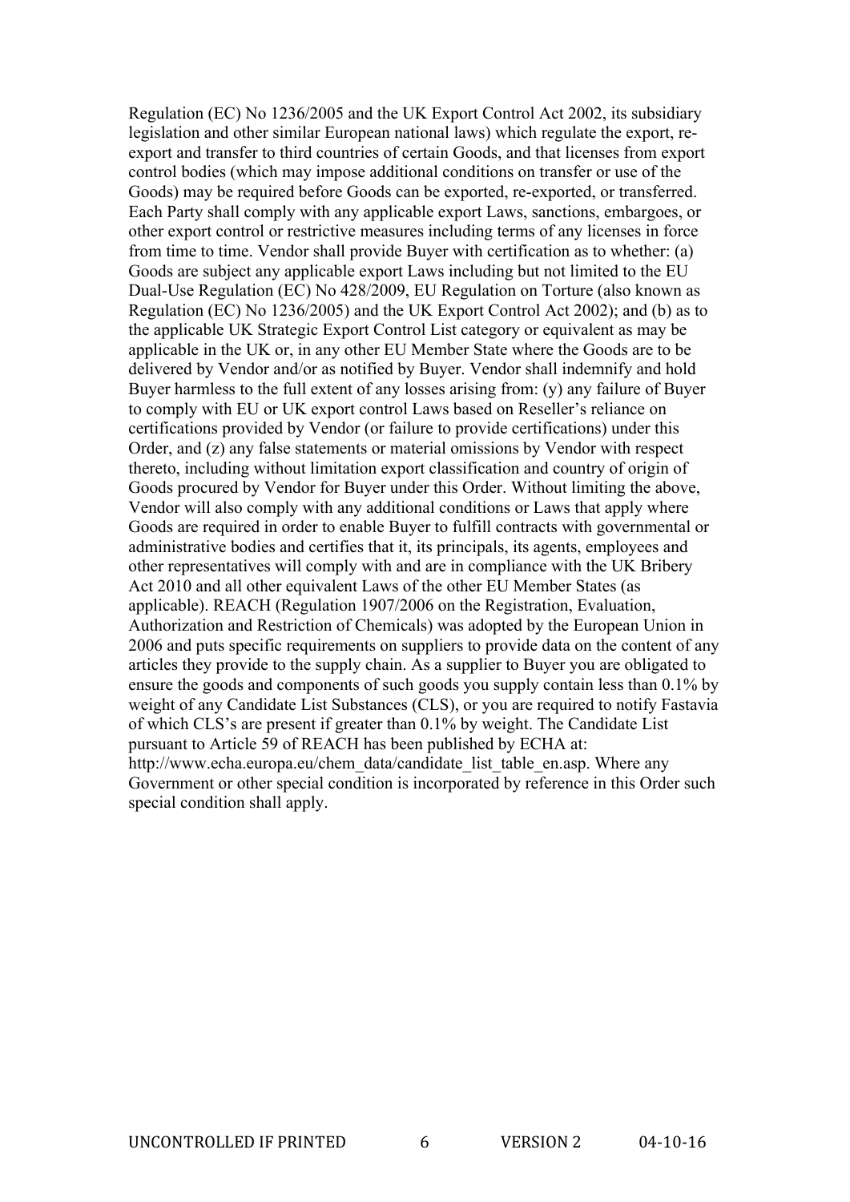Regulation (EC) No 1236/2005 and the UK Export Control Act 2002, its subsidiary legislation and other similar European national laws) which regulate the export, re-export and transfer to third countries of certain Goods, and that licenses from export control bodies (which may impose additional conditions on transfer or use of the Goods) may be required before Goods can be exported, re-exported, or transferred. Each Party shall comply with any applicable export Laws, sanctions, embargoes, or other export control or restrictive measures including terms of any licenses in force from time to time. Vendor shall provide Buyer with certification as to whether: (a) Goods are subject any applicable export Laws including but not limited to the EU Dual-Use Regulation (EC) No 428/2009, EU Regulation on Torture (also known as Regulation (EC) No 1236/2005) and the UK Export Control Act 2002); and (b) as to the applicable UK Strategic Export Control List category or equivalent as may be applicable in the UK or, in any other EU Member State where the Goods are to be delivered by Vendor and/or as notified by Buyer. Vendor shall indemnify and hold Buyer harmless to the full extent of any losses arising from: (y) any failure of Buyer to comply with EU or UK export control Laws based on Reseller's reliance on certifications provided by Vendor (or failure to provide certifications) under this Order, and (z) any false statements or material omissions by Vendor with respect thereto, including without limitation export classification and country of origin of Goods procured by Vendor for Buyer under this Order. Without limiting the above, Vendor will also comply with any additional conditions or Laws that apply where Goods are required in order to enable Buyer to fulfill contracts with governmental or administrative bodies and certifies that it, its principals, its agents, employees and other representatives will comply with and are in compliance with the UK Bribery Act 2010 and all other equivalent Laws of the other EU Member States (as applicable). REACH (Regulation 1907/2006 on the Registration, Evaluation, Authorization and Restriction of Chemicals) was adopted by the European Union in 2006 and puts specific requirements on suppliers to provide data on the content of any articles they provide to the supply chain. As a supplier to Buyer you are obligated to ensure the goods and components of such goods you supply contain less than 0.1% by weight of any Candidate List Substances (CLS), or you are required to notify Fastavia of which CLS's are present if greater than 0.1% by weight. The Candidate List pursuant to Article 59 of REACH has been published by ECHA at: http://www.echa.europa.eu/chem_data/candidate_list_table_en.asp. Where any Government or other special condition is incorporated by reference in this Order such special condition shall apply.

UNCONTROLLED IF PRINTED VERSION 2 04-10-16